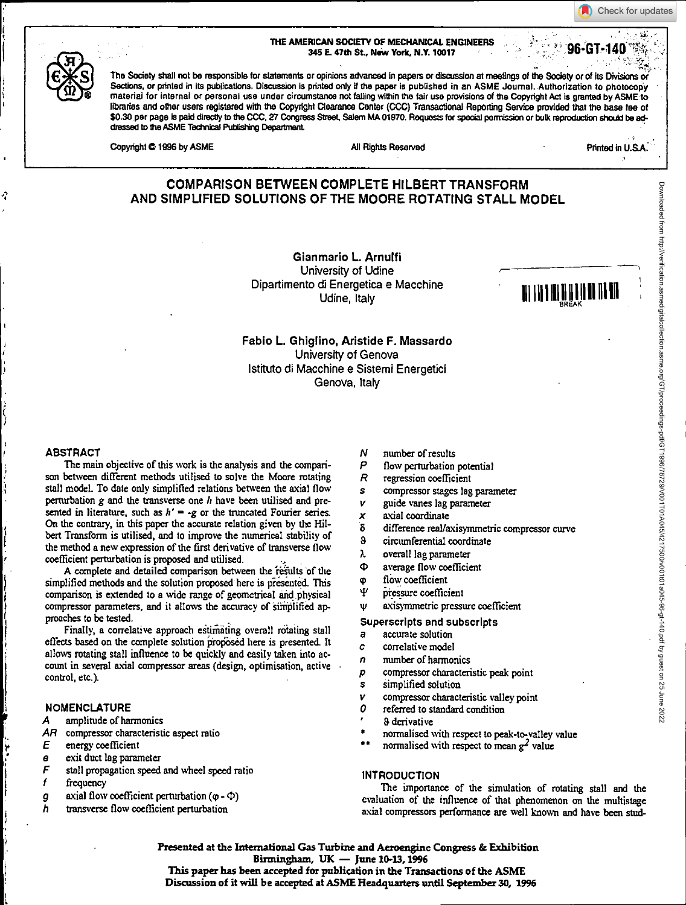THE AMERICAN SOCIETY OF MECHANICAL ENGINEERS
345 E. 47th St., New York, N.Y. 10017

96-GT-140

The Society shall not be responsible for statements or opinions advanced in papers or discussion at meetings of the Society or of its Divisions or Sections, or printed in its publications. Discussion is printed only if the paper is published in an ASME Journal. Authorization to photocopy material for internal or personal use under circumstance not falling within the fair use provisions of the Copyright Act is granted by ASME to libraries and other users registered with the Copyright Clearance Center (CCC) Transactional Reporting Service provided that the base fee of $0.30 per page is paid directly to the CCC, 27 Congress Street, Salem MA 01970. Requests for special permission or bulk reproduction should be addressed to the ASME Technical Publishing Department.

Copyright © 1996 by ASME — All Rights Reserved — Printed in U.S.A.

# COMPARISON BETWEEN COMPLETE HILBERT TRANSFORM AND SIMPLIFIED SOLUTIONS OF THE MOORE ROTATING STALL MODEL

**Gianmario L. Arnulfi**
University of Udine
Dipartimento di Energetica e Macchine
Udine, Italy

**Fabio L. Ghiglino, Aristide F. Massardo**
University of Genova
Istituto di Macchine e Sistemi Energetici
Genova, Italy

## ABSTRACT

The main objective of this work is the analysis and the comparison between different methods utilised to solve the Moore rotating stall model. To date only simplified relations between the axial flow perturbation $g$ and the transverse one $h$ have been utilised and presented in literature, such as $h' = -g$ or the truncated Fourier series. On the contrary, in this paper the accurate relation given by the Hilbert Transform is utilised, and to improve the numerical stability of the method a new expression of the first derivative of transverse flow coefficient perturbation is proposed and utilised.

A complete and detailed comparison between the results of the simplified methods and the solution proposed here is presented. This comparison is extended to a wide range of geometrical and physical compressor parameters, and it allows the accuracy of simplified approaches to be tested.

Finally, a correlative approach estimating overall rotating stall effects based on the complete solution proposed here is presented. It allows rotating stall influence to be quickly and easily taken into account in several axial compressor areas (design, optimisation, active control, etc.).

## NOMENCLATURE

- $A$ amplitude of harmonics
- $AR$ compressor characteristic aspect ratio
- $E$ energy coefficient
- $e$ exit duct lag parameter
- $F$ stall propagation speed and wheel speed ratio
- $f$ frequency
- $g$ axial flow coefficient perturbation ($\varphi - \Phi$)
- $h$ transverse flow coefficient perturbation
- $N$ number of results
- $P$ flow perturbation potential
- $R$ regression coefficient
- $s$ compressor stages lag parameter
- $v$ guide vanes lag parameter
- $x$ axial coordinate
- $\delta$ difference real/axisymmetric compressor curve
- $\vartheta$ circumferential coordinate
- $\lambda$ overall lag parameter
- $\Phi$ average flow coefficient
- $\varphi$ flow coefficient
- $\Psi$ pressure coefficient
- $\psi$ axisymmetric pressure coefficient

### Superscripts and subscripts

- $a$ accurate solution
- $c$ correlative model
- $n$ number of harmonics
- $p$ compressor characteristic peak point
- $s$ simplified solution
- $v$ compressor characteristic valley point
- $0$ referred to standard condition
- $'$ $\vartheta$ derivative
- $*$ normalised with respect to peak-to-valley value
- $**$ normalised with respect to mean $g^2$ value

## INTRODUCTION

The importance of the simulation of rotating stall and the evaluation of the influence of that phenomenon on the multistage axial compressors performance are well known and have been stud-

Presented at the International Gas Turbine and Aeroengine Congress & Exhibition
Birmingham, UK — June 10-13, 1996
This paper has been accepted for publication in the Transactions of the ASME
Discussion of it will be accepted at ASME Headquarters until September 30, 1996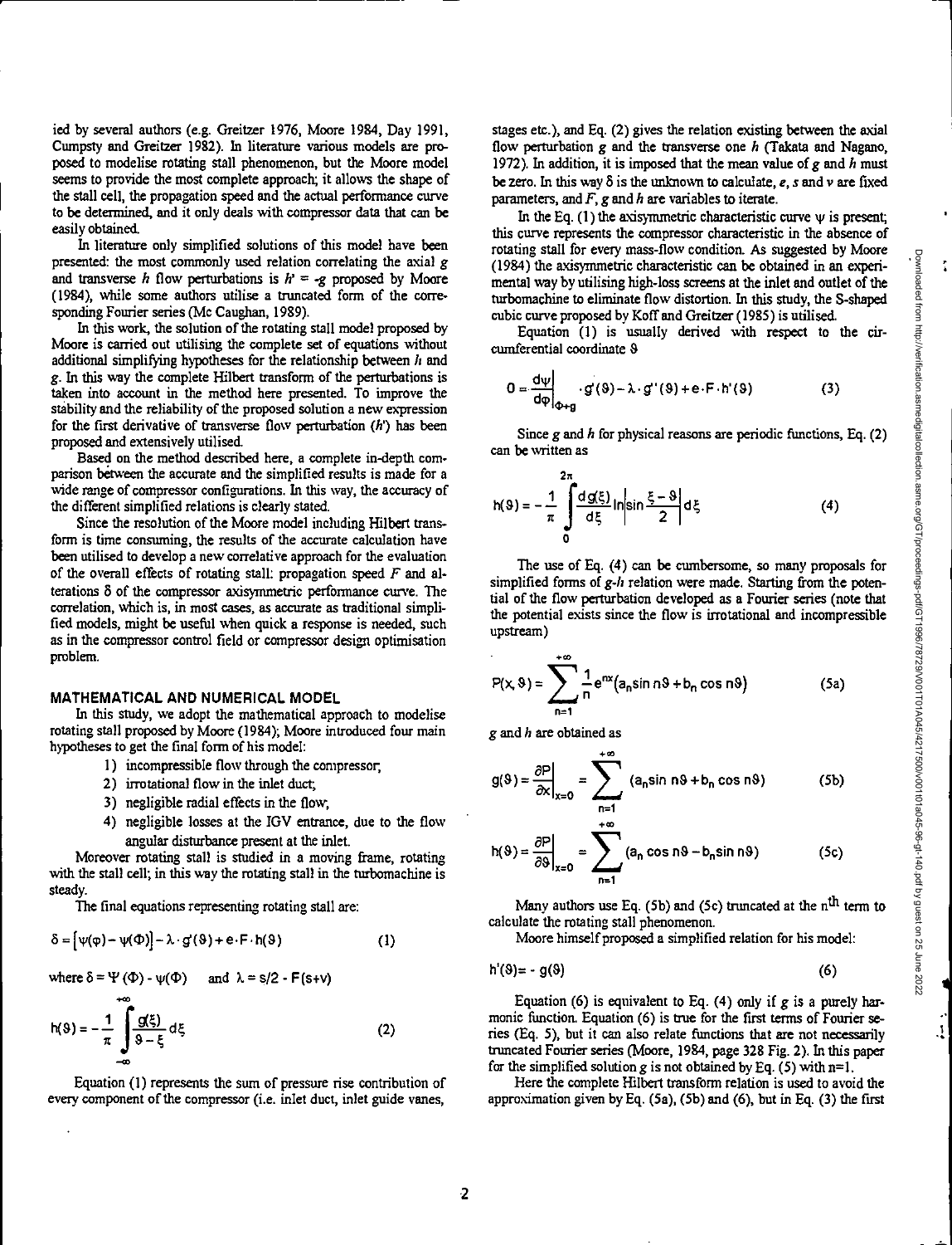ied by several authors (e.g. Greitzer 1976, Moore 1984, Day 1991, Cumpsty and Greitzer 1982). In literature various models are proposed to modelise rotating stall phenomenon, but the Moore model seems to provide the most complete approach; it allows the shape of the stall cell, the propagation speed and the actual performance curve to be determined, and it only deals with compressor data that can be easily obtained.

In literature only simplified solutions of this model have been presented: the most commonly used relation correlating the axial $g$ and transverse $h$ flow perturbations is $h' = -g$ proposed by Moore (1984), while some authors utilise a truncated form of the corresponding Fourier series (Mc Caughan, 1989).

In this work, the solution of the rotating stall model proposed by Moore is carried out utilising the complete set of equations without additional simplifying hypotheses for the relationship between $h$ and $g$. In this way the complete Hilbert transform of the perturbations is taken into account in the method here presented. To improve the stability and the reliability of the proposed solution a new expression for the first derivative of transverse flow perturbation ($h'$) has been proposed and extensively utilised.

Based on the method described here, a complete in-depth comparison between the accurate and the simplified results is made for a wide range of compressor configurations. In this way, the accuracy of the different simplified relations is clearly stated.

Since the resolution of the Moore model including Hilbert transform is time consuming, the results of the accurate calculation have been utilised to develop a new correlative approach for the evaluation of the overall effects of rotating stall: propagation speed $F$ and alterations $\delta$ of the compressor axisymmetric performance curve. The correlation, which is, in most cases, as accurate as traditional simplified models, might be useful when quick a response is needed, such as in the compressor control field or compressor design optimisation problem.

## MATHEMATICAL AND NUMERICAL MODEL

In this study, we adopt the mathematical approach to modelise rotating stall proposed by Moore (1984); Moore introduced four main hypotheses to get the final form of his model:

1) incompressible flow through the compressor;
2) irrotational flow in the inlet duct;
3) negligible radial effects in the flow;
4) negligible losses at the IGV entrance, due to the flow angular disturbance present at the inlet.

Moreover rotating stall is studied in a moving frame, rotating with the stall cell; in this way the rotating stall in the turbomachine is steady.

The final equations representing rotating stall are:

$$\delta = \left[\psi(\varphi) - \psi(\Phi)\right] - \lambda \cdot g'(\vartheta) + e \cdot F \cdot h(\vartheta) \qquad (1)$$

where $\delta = \Psi(\Phi) - \psi(\Phi)$ and $\lambda = s/2 - F(s+v)$

$$h(\vartheta) = -\frac{1}{\pi}\int_{-\infty}^{+\infty} \frac{g(\xi)}{\vartheta - \xi}\, d\xi \qquad (2)$$

Equation (1) represents the sum of pressure rise contribution of every component of the compressor (i.e. inlet duct, inlet guide vanes, stages etc.), and Eq. (2) gives the relation existing between the axial flow perturbation $g$ and the transverse one $h$ (Takata and Nagano, 1972). In addition, it is imposed that the mean value of $g$ and $h$ must be zero. In this way $\delta$ is the unknown to calculate, $e$, $s$ and $v$ are fixed parameters, and $F$, $g$ and $h$ are variables to iterate.

In the Eq. (1) the axisymmetric characteristic curve $\psi$ is present; this curve represents the compressor characteristic in the absence of rotating stall for every mass-flow condition. As suggested by Moore (1984) the axisymmetric characteristic can be obtained in an experimental way by utilising high-loss screens at the inlet and outlet of the turbomachine to eliminate flow distortion. In this study, the S-shaped cubic curve proposed by Koff and Greitzer (1985) is utilised.

Equation (1) is usually derived with respect to the circumferential coordinate $\vartheta$

$$0 = \left.\frac{d\psi}{d\varphi}\right|_{\Phi+g} \cdot g'(\vartheta) - \lambda \cdot g''(\vartheta) + e \cdot F \cdot h'(\vartheta) \qquad (3)$$

Since $g$ and $h$ for physical reasons are periodic functions, Eq. (2) can be written as

$$h(\vartheta) = -\frac{1}{\pi}\int_{0}^{2\pi} \frac{dg(\xi)}{d\xi} \ln\left|\sin\frac{\xi - \vartheta}{2}\right| d\xi \qquad (4)$$

The use of Eq. (4) can be cumbersome, so many proposals for simplified forms of $g$-$h$ relation were made. Starting from the potential of the flow perturbation developed as a Fourier series (note that the potential exists since the flow is irrotational and incompressible upstream)

$$P(x,\vartheta) = \sum_{n=1}^{+\infty} \frac{1}{n} e^{nx}\left(a_n \sin n\vartheta + b_n \cos n\vartheta\right) \qquad (5a)$$

$g$ and $h$ are obtained as

$$g(\vartheta) = \left.\frac{\partial P}{\partial x}\right|_{x=0} = \sum_{n=1}^{+\infty} \left(a_n \sin n\vartheta + b_n \cos n\vartheta\right) \qquad (5b)$$

$$h(\vartheta) = \left.\frac{\partial P}{\partial \vartheta}\right|_{x=0} = \sum_{n=1}^{+\infty} \left(a_n \cos n\vartheta - b_n \sin n\vartheta\right) \qquad (5c)$$

Many authors use Eq. (5b) and (5c) truncated at the $n^{th}$ term to calculate the rotating stall phenomenon.

Moore himself proposed a simplified relation for his model:

$$h'(\vartheta) = -g(\vartheta) \qquad (6)$$

Equation (6) is equivalent to Eq. (4) only if $g$ is a purely harmonic function. Equation (6) is true for the first terms of Fourier series (Eq. 5), but it can also relate functions that are not necessarily truncated Fourier series (Moore, 1984, page 328 Fig. 2). In this paper for the simplified solution $g$ is not obtained by Eq. (5) with n=1.

Here the complete Hilbert transform relation is used to avoid the approximation given by Eq. (5a), (5b) and (6), but in Eq. (3) the first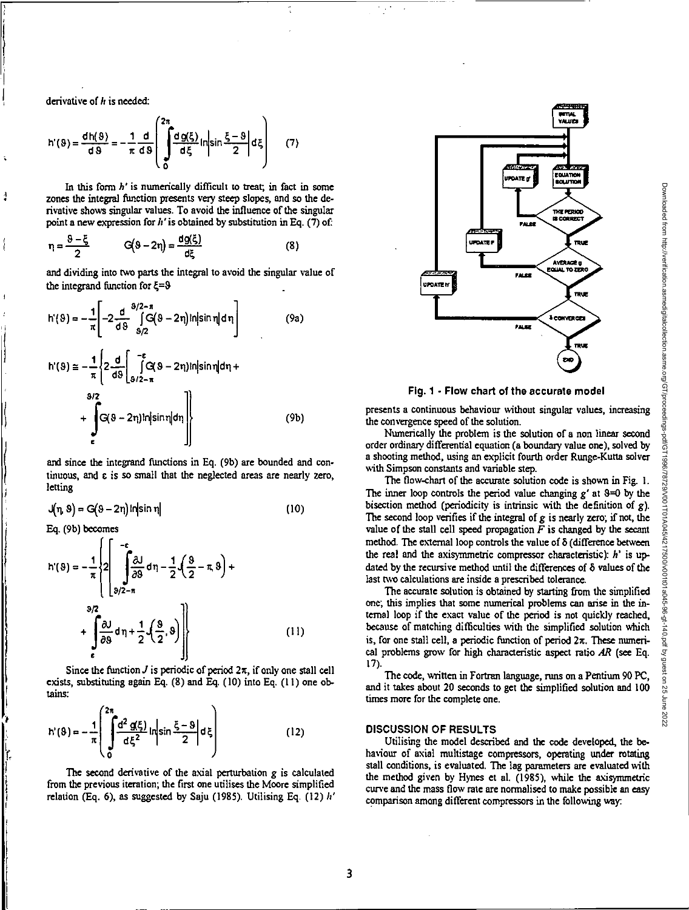derivative of $h$ is needed:

$$h'(\vartheta) = \frac{dh(\vartheta)}{d\vartheta} = -\frac{1}{\pi}\frac{d}{d\vartheta}\left(\int_0^{2\pi} \frac{dg(\xi)}{d\xi} \ln\left|\sin\frac{\xi-\vartheta}{2}\right| d\xi\right) \quad (7)$$

In this form $h'$ is numerically difficult to treat; in fact in some zones the integral function presents very steep slopes, and so the derivative shows singular values. To avoid the influence of the singular point a new expression for $h'$ is obtained by substitution in Eq. (7) of:

$$\eta = \frac{\vartheta - \xi}{2} \qquad G(\vartheta - 2\eta) = \frac{dg(\xi)}{d\xi} \quad (8)$$

and dividing into two parts the integral to avoid the singular value of the integrand function for $\xi = \vartheta$

$$h'(\vartheta) = -\frac{1}{\pi}\left[-2\frac{d}{d\vartheta}\int_{\vartheta/2}^{\vartheta/2-\pi} G(\vartheta - 2\eta)\ln|\sin\eta|\,d\eta\right] \quad (9a)$$

$$h'(\vartheta) \cong -\frac{1}{\pi}\left\{2\frac{d}{d\vartheta}\left[\int_{\vartheta/2-\pi}^{-\varepsilon} G(\vartheta - 2\eta)\ln|\sin\eta|\,d\eta + \int_{\varepsilon}^{\vartheta/2} G(\vartheta - 2\eta)\ln|\sin\eta|\,d\eta\right]\right\} \quad (9b)$$

and since the integrand functions in Eq. (9b) are bounded and continuous, and $\varepsilon$ is so small that the neglected areas are nearly zero, letting

$$J(\eta, \vartheta) = G(\vartheta - 2\eta)\ln|\sin\eta| \quad (10)$$

Eq. (9b) becomes

$$h'(\vartheta) = -\frac{1}{\pi}\left\{2\left[\int_{\vartheta/2-\pi}^{-\varepsilon} \frac{\partial J}{\partial \vartheta} d\eta - \frac{1}{2}J\left(\frac{\vartheta}{2} - \pi, \vartheta\right) + \int_{\varepsilon}^{\vartheta/2} \frac{\partial J}{\partial \vartheta} d\eta + \frac{1}{2}J\left(\frac{\vartheta}{2}, \vartheta\right)\right]\right\} \quad (11)$$

Since the function $J$ is periodic of period $2\pi$, if only one stall cell exists, substituting again Eq. (8) and Eq. (10) into Eq. (11) one obtains:

$$h'(\vartheta) = -\frac{1}{\pi}\left(\int_0^{2\pi} \frac{d^2 g(\xi)}{d\xi^2} \ln\left|\sin\frac{\xi - \vartheta}{2}\right| d\xi\right) \quad (12)$$

The second derivative of the axial perturbation $g$ is calculated from the previous iteration; the first one utilises the Moore simplified relation (Eq. 6), as suggested by Saju (1985). Utilising Eq. (12) $h'$ presents a continuous behaviour without singular values, increasing the convergence speed of the solution.

Numerically the problem is the solution of a non linear second order ordinary differential equation (a boundary value one), solved by a shooting method, using an explicit fourth order Runge-Kutta solver with Simpson constants and variable step.

The flow-chart of the accurate solution code is shown in Fig. 1. The inner loop controls the period value changing $g'$ at $\vartheta = 0$ by the bisection method (periodicity is intrinsic with the definition of $g$). The second loop verifies if the integral of $g$ is nearly zero; if not, the value of the stall cell speed propagation $F$ is changed by the secant method. The external loop controls the value of $\delta$ (difference between the real and the axisymmetric compressor characteristic): $h'$ is updated by the recursive method until the differences of $\delta$ values of the last two calculations are inside a prescribed tolerance.

The accurate solution is obtained by starting from the simplified one; this implies that some numerical problems can arise in the internal loop if the exact value of the period is not quickly reached, because of matching difficulties with the simplified solution which is, for one stall cell, a periodic function of period $2\pi$. These numerical problems grow for high characteristic aspect ratio $AR$ (see Eq. 17).

The code, written in Fortran language, runs on a Pentium 90 PC, and it takes about 20 seconds to get the simplified solution and 100 times more for the complete one.

**Fig. 1 - Flow chart of the accurate model**

## DISCUSSION OF RESULTS

Utilising the model described and the code developed, the behaviour of axial multistage compressors, operating under rotating stall conditions, is evaluated. The lag parameters are evaluated with the method given by Hynes et al. (1985), while the axisymmetric curve and the mass flow rate are normalised to make possible an easy comparison among different compressors in the following way: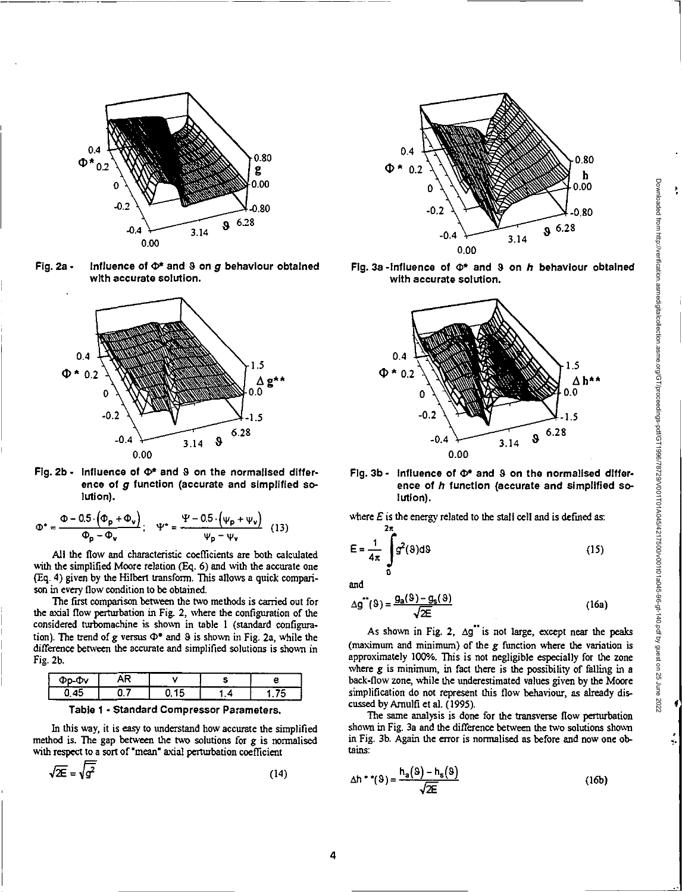Fig. 2a - Influence of $\Phi^*$ and $\vartheta$ on $g$ behaviour obtained with accurate solution.

Fig. 2b - Influence of $\Phi^*$ and $\vartheta$ on the normalised difference of $g$ function (accurate and simplified solution).

$$\Phi^* = \frac{\Phi - 0.5 \cdot \left(\Phi_p + \Phi_v\right)}{\Phi_p - \Phi_v}; \quad \Psi^* = \frac{\Psi - 0.5 \cdot \left(\psi_p + \psi_v\right)}{\psi_p - \psi_v} \tag{13}$$

All the flow and characteristic coefficients are both calculated with the simplified Moore relation (Eq. 6) and with the accurate one (Eq. 4) given by the Hilbert transform. This allows a quick comparison in every flow condition to be obtained.

The first comparison between the two methods is carried out for the axial flow perturbation in Fig. 2, where the configuration of the considered turbomachine is shown in table 1 (standard configuration). The trend of $g$ versus $\Phi^*$ and $\vartheta$ is shown in Fig. 2a, while the difference between the accurate and simplified solutions is shown in Fig. 2b.

| Φp-Φv | AR | v | s | e |
|---|---|---|---|---|
| 0.45 | 0.7 | 0.15 | 1.4 | 1.75 |

**Table 1 - Standard Compressor Parameters.**

In this way, it is easy to understand how accurate the simplified method is. The gap between the two solutions for $g$ is normalised with respect to a sort of "mean" axial perturbation coefficient

$$\sqrt{2E} = \sqrt{\overline{g^2}} \tag{14}$$

Fig. 3a - Influence of $\Phi^*$ and $\vartheta$ on $h$ behaviour obtained with accurate solution.

Fig. 3b - Influence of $\Phi^*$ and $\vartheta$ on the normalised difference of $h$ function (accurate and simplified solution).

where $E$ is the energy related to the stall cell and is defined as:

$$E = \frac{1}{4\pi} \int_0^{2\pi} g^2(\vartheta) d\vartheta \tag{15}$$

and

$$\Delta g^{**}(\vartheta) = \frac{g_a(\vartheta) - g_s(\vartheta)}{\sqrt{2E}} \tag{16a}$$

As shown in Fig. 2, $\Delta g^{**}$ is not large, except near the peaks (maximum and minimum) of the $g$ function where the variation is approximately 100%. This is not negligible especially for the zone where $g$ is minimum, in fact there is the possibility of falling in a back-flow zone, while the underestimated values given by the Moore simplification do not represent this flow behaviour, as already discussed by Arnulfi et al. (1995).

The same analysis is done for the transverse flow perturbation shown in Fig. 3a and the difference between the two solutions shown in Fig. 3b. Again the error is normalised as before and now one obtains:

$$\Delta h^{**}(\vartheta) = \frac{h_a(\vartheta) - h_s(\vartheta)}{\sqrt{2E}} \tag{16b}$$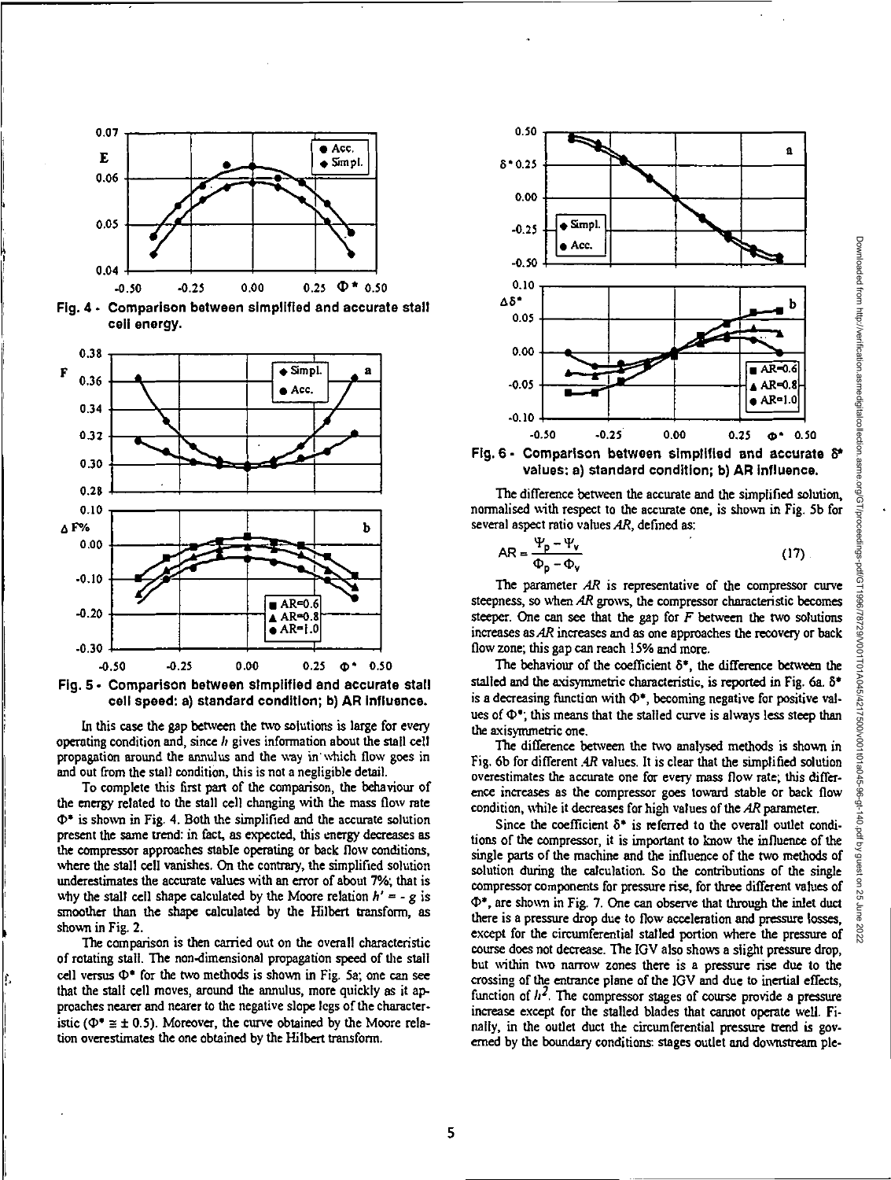Fig. 4 - Comparison between simplified and accurate stall cell energy.

Fig. 5 - Comparison between simplified and accurate stall cell speed: a) standard condition; b) AR influence.

In this case the gap between the two solutions is large for every operating condition and, since $h$ gives information about the stall cell propagation around the annulus and the way in which flow goes in and out from the stall condition, this is not a negligible detail.

To complete this first part of the comparison, the behaviour of the energy related to the stall cell changing with the mass flow rate $\Phi^*$ is shown in Fig. 4. Both the simplified and the accurate solution present the same trend: in fact, as expected, this energy decreases as the compressor approaches stable operating or back flow conditions, where the stall cell vanishes. On the contrary, the simplified solution underestimates the accurate values with an error of about 7%; that is why the stall cell shape calculated by the Moore relation $h' = -g$ is smoother than the shape calculated by the Hilbert transform, as shown in Fig. 2.

The comparison is then carried out on the overall characteristic of rotating stall. The non-dimensional propagation speed of the stall cell versus $\Phi^*$ for the two methods is shown in Fig. 5a; one can see that the stall cell moves, around the annulus, more quickly as it approaches nearer and nearer to the negative slope legs of the characteristic ($\Phi^* \cong \pm 0.5$). Moreover, the curve obtained by the Moore relation overestimates the one obtained by the Hilbert transform.

Fig. 6 - Comparison between simplified and accurate $\delta^*$ values: a) standard condition; b) AR influence.

The difference between the accurate and the simplified solution, normalised with respect to the accurate one, is shown in Fig. 5b for several aspect ratio values $AR$, defined as:

$$AR = \frac{\Psi_p - \Psi_v}{\Phi_p - \Phi_v} \tag{17}$$

The parameter $AR$ is representative of the compressor curve steepness, so when $AR$ grows, the compressor characteristic becomes steeper. One can see that the gap for $F$ between the two solutions increases as $AR$ increases and as one approaches the recovery or back flow zone; this gap can reach 15% and more.

The behaviour of the coefficient $\delta^*$, the difference between the stalled and the axisymmetric characteristic, is reported in Fig. 6a. $\delta^*$ is a decreasing function with $\Phi^*$, becoming negative for positive values of $\Phi^*$; this means that the stalled curve is always less steep than the axisymmetric one.

The difference between the two analysed methods is shown in Fig. 6b for different $AR$ values. It is clear that the simplified solution overestimates the accurate one for every mass flow rate; this difference increases as the compressor goes toward stable or back flow condition, while it decreases for high values of the $AR$ parameter.

Since the coefficient $\delta^*$ is referred to the overall outlet conditions of the compressor, it is important to know the influence of the single parts of the machine and the influence of the two methods of solution during the calculation. So the contributions of the single compressor components for pressure rise, for three different values of $\Phi^*$, are shown in Fig. 7. One can observe that through the inlet duct there is a pressure drop due to flow acceleration and pressure losses, except for the circumferential stalled portion where the pressure of course does not decrease. The IGV also shows a slight pressure drop, but within two narrow zones there is a pressure rise due to the crossing of the entrance plane of the IGV and due to inertial effects, function of $h^2$. The compressor stages of course provide a pressure increase except for the stalled blades that cannot operate well. Finally, in the outlet duct the circumferential pressure trend is governed by the boundary conditions: stages outlet and downstream ple-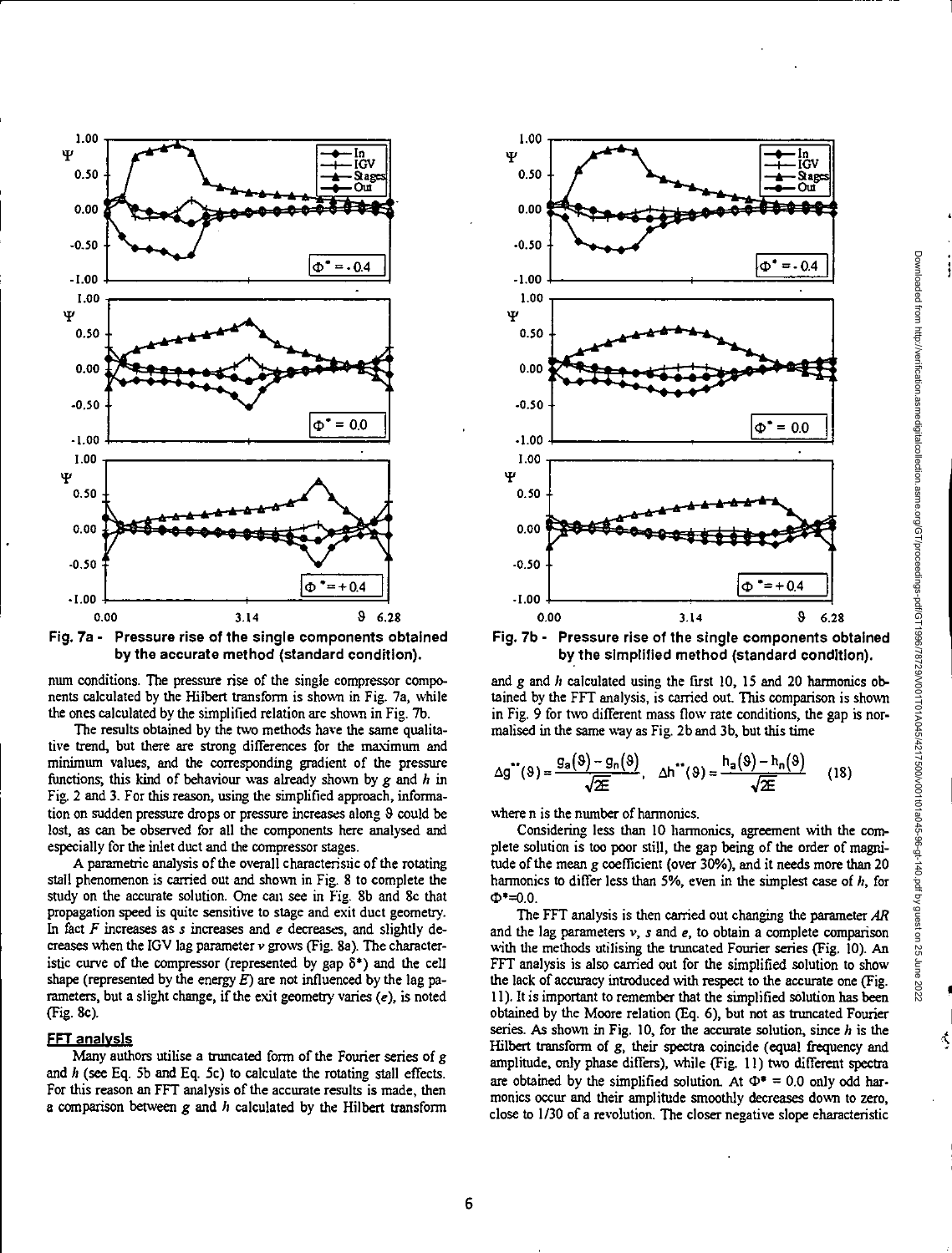Fig. 7a - Pressure rise of the single components obtained by the accurate method (standard condition).

Fig. 7b - Pressure rise of the single components obtained by the simplified method (standard condition).

mum conditions. The pressure rise of the single compressor components calculated by the Hilbert transform is shown in Fig. 7a, while the ones calculated by the simplified relation are shown in Fig. 7b.

The results obtained by the two methods have the same qualitative trend, but there are strong differences for the maximum and minimum values, and the corresponding gradient of the pressure functions; this kind of behaviour was already shown by $g$ and $h$ in Fig. 2 and 3. For this reason, using the simplified approach, information on sudden pressure drops or pressure increases along $\vartheta$ could be lost, as can be observed for all the components here analysed and especially for the inlet duct and the compressor stages.

A parametric analysis of the overall characteristic of the rotating stall phenomenon is carried out and shown in Fig. 8 to complete the study on the accurate solution. One can see in Fig. 8b and 8c that propagation speed is quite sensitive to stage and exit duct geometry. In fact $F$ increases as $s$ increases and $e$ decreases, and slightly decreases when the IGV lag parameter $v$ grows (Fig. 8a). The characteristic curve of the compressor (represented by gap $\delta^*$) and the cell shape (represented by the energy $E$) are not influenced by the lag parameters, but a slight change, if the exit geometry varies ($e$), is noted (Fig. 8c).

## FFT analysis

Many authors utilise a truncated form of the Fourier series of $g$ and $h$ (see Eq. 5b and Eq. 5c) to calculate the rotating stall effects. For this reason an FFT analysis of the accurate results is made, then a comparison between $g$ and $h$ calculated by the Hilbert transform and $g$ and $h$ calculated using the first 10, 15 and 20 harmonics obtained by the FFT analysis, is carried out. This comparison is shown in Fig. 9 for two different mass flow rate conditions, the gap is normalised in the same way as Fig. 2b and 3b, but this time

$$\Delta g^{**}(\vartheta) = \frac{g_a(\vartheta) - g_n(\vartheta)}{\sqrt{2E}}, \quad \Delta h^{**}(\vartheta) = \frac{h_a(\vartheta) - h_n(\vartheta)}{\sqrt{2E}} \qquad (18)$$

where n is the number of harmonics.

Considering less than 10 harmonics, agreement with the complete solution is too poor still, the gap being of the order of magnitude of the mean $g$ coefficient (over 30%), and it needs more than 20 harmonics to differ less than 5%, even in the simplest case of $h$, for $\Phi^*=0.0$.

The FFT analysis is then carried out changing the parameter $AR$ and the lag parameters $v$, $s$ and $e$, to obtain a complete comparison with the methods utilising the truncated Fourier series (Fig. 10). An FFT analysis is also carried out for the simplified solution to show the lack of accuracy introduced with respect to the accurate one (Fig. 11). It is important to remember that the simplified solution has been obtained by the Moore relation (Eq. 6), but not as truncated Fourier series. As shown in Fig. 10, for the accurate solution, since $h$ is the Hilbert transform of $g$, their spectra coincide (equal frequency and amplitude, only phase differs), while (Fig. 11) two different spectra are obtained by the simplified solution. At $\Phi^* = 0.0$ only odd harmonics occur and their amplitude smoothly decreases down to zero, close to 1/30 of a revolution. The closer negative slope characteristic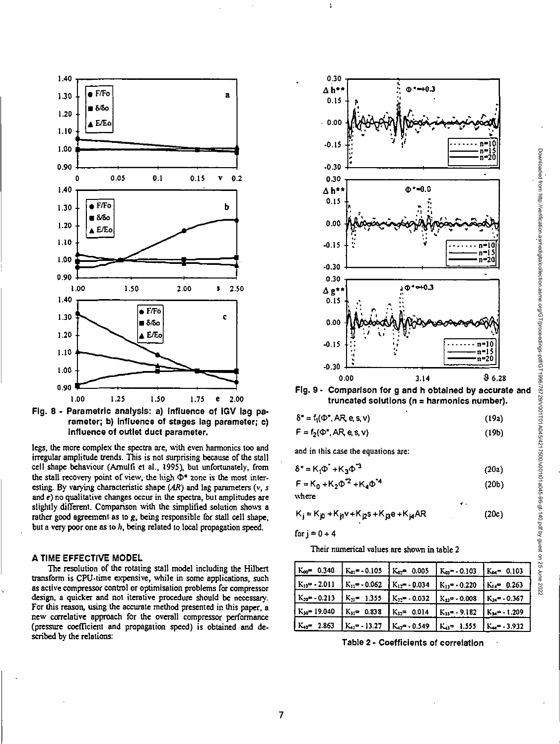Fig. 8 - Parametric analysis: a) Influence of IGV lag parameter; b) Influence of stages lag parameter; c) Influence of outlet duct parameter.

legs, the more complex the spectra are, with even harmonics too and irregular amplitude trends. This is not surprising because of the stall cell shape behaviour (Arnulfi et al., 1995), but unfortunately, from the stall recovery point of view, the high $\Phi^*$ zone is the most interesting. By varying characteristic shape ($AR$) and lag parameters ($v$, $s$ and $e$) no qualitative changes occur in the spectra, but amplitudes are slightly different. Comparison with the simplified solution shows a rather good agreement as to $g$, being responsible for stall cell shape, but a very poor one as to $h$, being related to local propagation speed.

## A TIME EFFECTIVE MODEL

The resolution of the rotating stall model including the Hilbert transform is CPU-time expensive, while in some applications, such as active compressor control or optimisation problems for compressor design, a quicker and not iterative procedure should be necessary. For this reason, using the accurate method presented in this paper, a new correlative approach for the overall compressor performance (pressure coefficient and propagation speed) is obtained and described by the relations:

Fig. 9 - Comparison for g and h obtained by accurate and truncated solutions (n = harmonics number).

$$\delta^* = f_1(\Phi^*, AR, e, s, v) \tag{19a}$$

$$F = f_2(\Phi^*, AR, e, s, v) \tag{19b}$$

and in this case the equations are:

$$\delta^* = K_1\Phi^* + K_3\Phi^{*3} \tag{20a}$$

$$F = K_0 + K_2\Phi^{*2} + K_4\Phi^{*4} \tag{20b}$$

where

$$K_j = K_{j0} + K_{j1}v + K_{j2}s + K_{j3}e + K_{j4}AR \tag{20c}$$

for $j = 0 \div 4$

Their numerical values are shown in table 2

| | | | | |
|---|---|---|---|---|
| $K_{00}$= 0.340 | $K_{01}$= - 0.105 | $K_{02}$= 0.005 | $K_{03}$= - 0.103 | $K_{04}$= 0.103 |
| $K_{10}$= - 2.011 | $K_{11}$= - 0.062 | $K_{12}$= - 0.034 | $K_{13}$= - 0.220 | $K_{14}$= 0.263 |
| $K_{20}$= - 0.213 | $K_{21}$= 1.355 | $K_{22}$= - 0.032 | $K_{23}$= - 0.008 | $K_{24}$= - 0.367 |
| $K_{30}$= 19.040 | $K_{31}$= 0.838 | $K_{32}$= 0.014 | $K_{33}$= - 9.182 | $K_{34}$= - 1.209 |
| $K_{40}$= 2.863 | $K_{41}$= - 13.27 | $K_{42}$= - 0.549 | $K_{43}$= 1.555 | $K_{44}$= - 3.932 |

Table 2 - Coefficients of correlation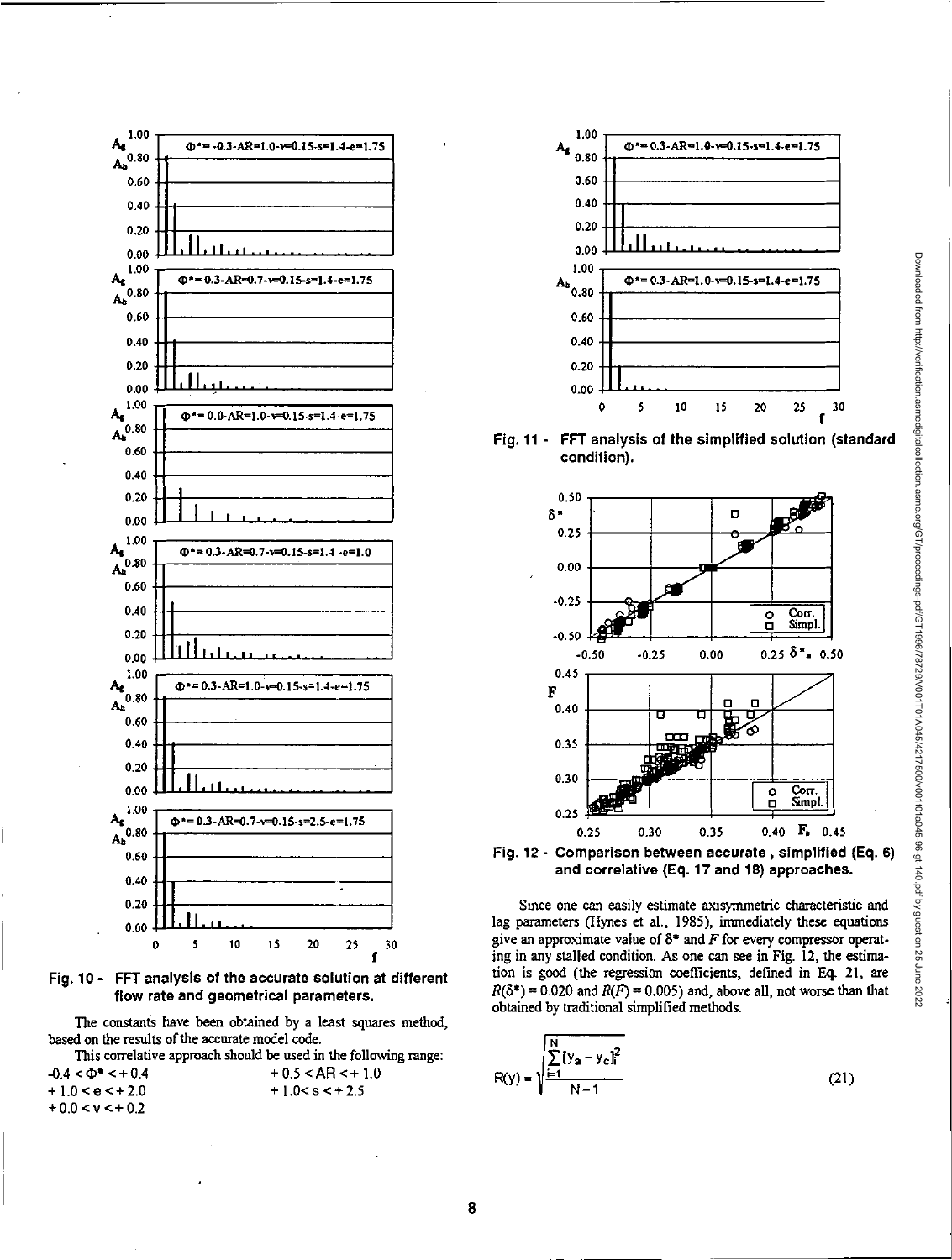Fig. 10 - FFT analysis of the accurate solution at different flow rate and geometrical parameters.

The constants have been obtained by a least squares method, based on the results of the accurate model code.

This correlative approach should be used in the following range:

$-0.4 < \Phi^* < +0.4$ $\quad$ $+0.5 < AR < +1.0$

$+1.0 < e < +2.0$ $\quad$ $+1.0 < s < +2.5$

$+0.0 < v < +0.2$

Fig. 11 - FFT analysis of the simplified solution (standard condition).

Fig. 12 - Comparison between accurate, simplified (Eq. 6) and correlative (Eq. 17 and 18) approaches.

Since one can easily estimate axisymmetric characteristic and lag parameters (Hynes et al., 1985), immediately these equations give an approximate value of $\delta^*$ and $F$ for every compressor operating in any stalled condition. As one can see in Fig. 12, the estimation is good (the regression coefficients, defined in Eq. 21, are $R(\delta^*) = 0.020$ and $R(F) = 0.005$) and, above all, not worse than that obtained by traditional simplified methods.

$$R(y) = \sqrt{\frac{\sum_{i=1}^{N}[y_a - y_c]_i^2}{N-1}} \tag{21}$$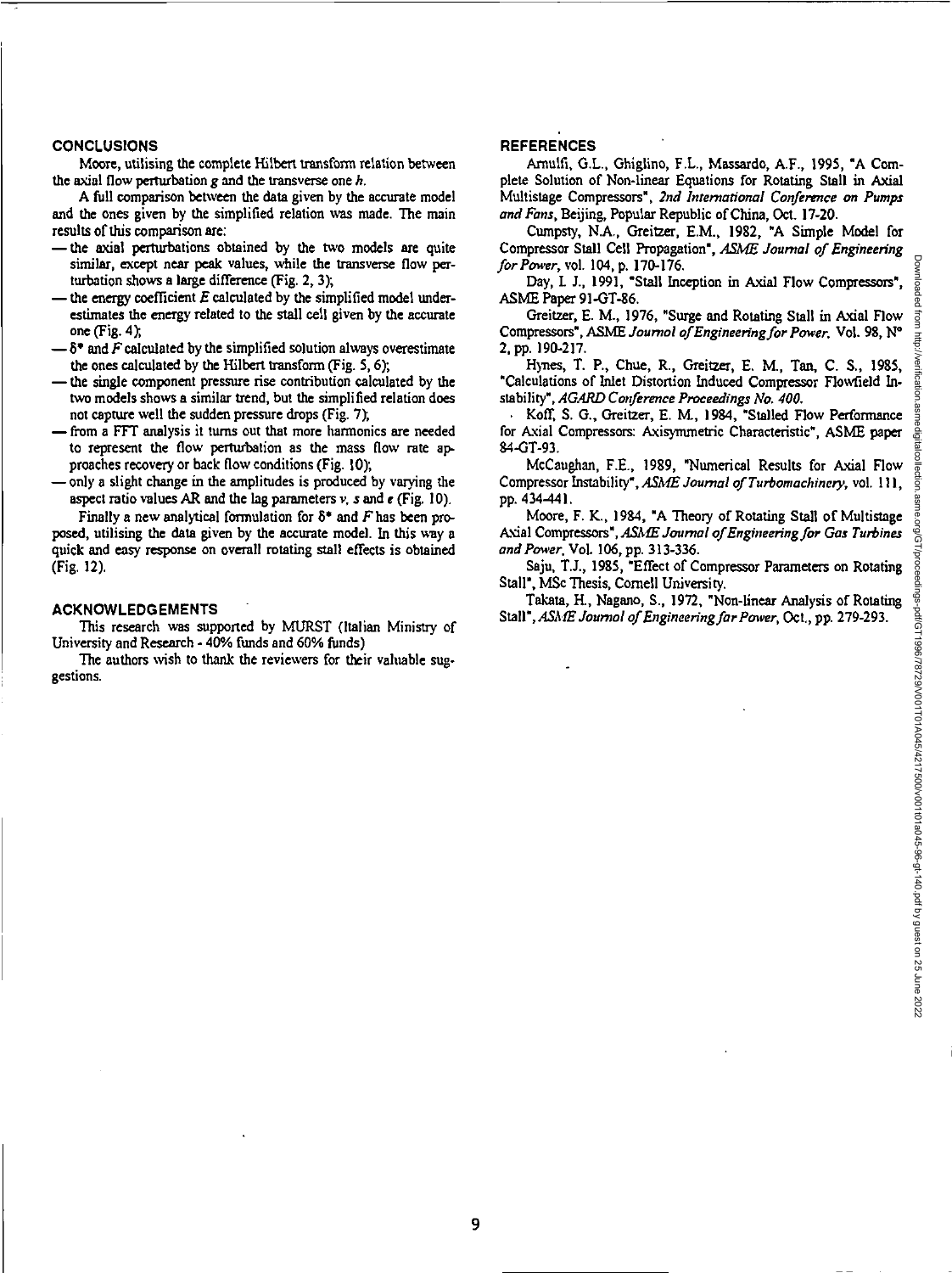## CONCLUSIONS

Moore, utilising the complete Hilbert transform relation between the axial flow perturbation $g$ and the transverse one $h$.

A full comparison between the data given by the accurate model and the ones given by the simplified relation was made. The main results of this comparison are:

- the axial perturbations obtained by the two models are quite similar, except near peak values, while the transverse flow perturbation shows a large difference (Fig. 2, 3);
- the energy coefficient $E$ calculated by the simplified model underestimates the energy related to the stall cell given by the accurate one (Fig. 4);
- $\delta^*$ and $F$ calculated by the simplified solution always overestimate the ones calculated by the Hilbert transform (Fig. 5, 6);
- the single component pressure rise contribution calculated by the two models shows a similar trend, but the simplified relation does not capture well the sudden pressure drops (Fig. 7);
- from a FFT analysis it turns out that more harmonics are needed to represent the flow perturbation as the mass flow rate approaches recovery or back flow conditions (Fig. 10);
- only a slight change in the amplitudes is produced by varying the aspect ratio values AR and the lag parameters $v$, $s$ and $e$ (Fig. 10).

Finally a new analytical formulation for $\delta^*$ and $F$ has been proposed, utilising the data given by the accurate model. In this way a quick and easy response on overall rotating stall effects is obtained (Fig. 12).

## ACKNOWLEDGEMENTS

This research was supported by MURST (Italian Ministry of University and Research - 40% funds and 60% funds)

The authors wish to thank the reviewers for their valuable suggestions.

## REFERENCES

Arnulfi, G.L., Ghiglino, F.L., Massardo, A.F., 1995, "A Complete Solution of Non-linear Equations for Rotating Stall in Axial Multistage Compressors", *2nd International Conference on Pumps and Fans*, Beijing, Popular Republic of China, Oct. 17-20.

Cumpsty, N.A., Greitzer, E.M., 1982, "A Simple Model for Compressor Stall Cell Propagation", *ASME Journal of Engineering for Power*, vol. 104, p. 170-176.

Day, I. J., 1991, "Stall Inception in Axial Flow Compressors", ASME Paper 91-GT-86.

Greitzer, E. M., 1976, "Surge and Rotating Stall in Axial Flow Compressors", ASME *Journal of Engineering for Power*, Vol. 98, N° 2, pp. 190-217.

Hynes, T. P., Chue, R., Greitzer, E. M., Tan, C. S., 1985, "Calculations of Inlet Distortion Induced Compressor Flowfield Instability", *AGARD Conference Proceedings No. 400*.

Koff, S. G., Greitzer, E. M., 1984, "Stalled Flow Performance for Axial Compressors: Axisymmetric Characteristic", ASME paper 84-GT-93.

McCaughan, F.E., 1989, "Numerical Results for Axial Flow Compressor Instability", *ASME Journal of Turbomachinery*, vol. 111, pp. 434-441.

Moore, F. K., 1984, "A Theory of Rotating Stall of Multistage Axial Compressors", *ASME Journal of Engineering for Gas Turbines and Power*, Vol. 106, pp. 313-336.

Saju, T.J., 1985, "Effect of Compressor Parameters on Rotating Stall", MSc Thesis, Cornell University.

Takata, H., Nagano, S., 1972, "Non-linear Analysis of Rotating Stall", *ASME Journal of Engineering for Power*, Oct., pp. 279-293.